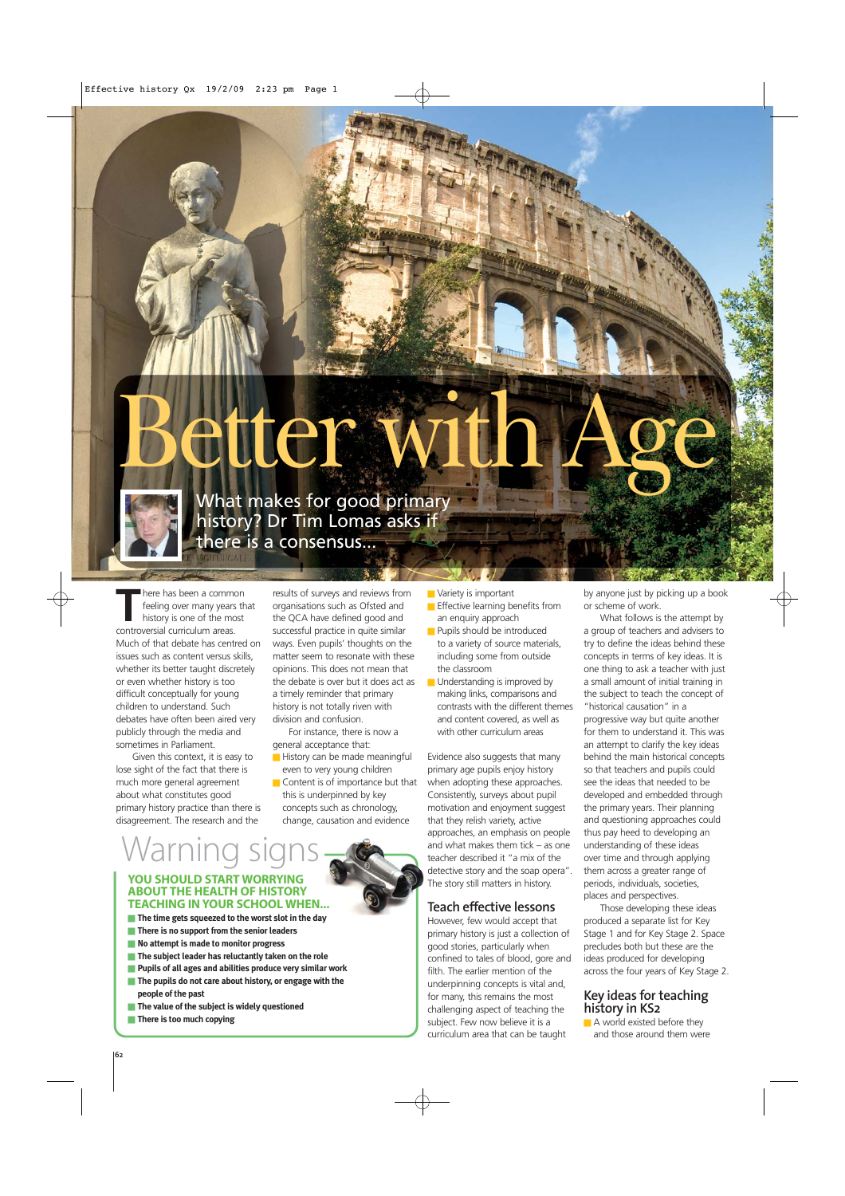# Better with Age

What makes for good primary history? Dr Tim Lomas asks if there is a consensus...

There has been a common feeling over many years that history is one of the most controversial curriculum areas. Much of that debate has centred on issues such as content versus skills, whether its better taught discretely or even whether history is too difficult conceptually for young children to understand. Such debates have often been aired very publicly through the media and sometimes in Parliament.

Given this context, it is easy to lose sight of the fact that there is much more general agreement about what constitutes good primary history practice than there is disagreement. The research and the results of surveys and reviews from organisations such as Ofsted and the QCA have defined good and successful practice in quite similar ways. Even pupils' thoughts on the matter seem to resonate with these opinions. This does not mean that the debate is over but it does act as a timely reminder that primary history is not totally riven with division and confusion.

For instance, there is now a general acceptance that:

- History can be made meaningful even to very young children
- Content is of importance but that this is underpinned by key concepts such as chronology, change, causation and evidence
- Variety is important
- Effective learning benefits from an enquiry approach
- Pupils should be introduced to a variety of source materials, including some from outside the classroom
- Understanding is improved by making links, comparisons and contrasts with the different themes and content covered, as well as with other curriculum areas

Evidence also suggests that many primary age pupils enjoy history when adopting these approaches. Consistently, surveys about pupil motivation and enjoyment suggest that they relish variety, active approaches, an emphasis on people and what makes them tick – as one teacher described it "a mix of the detective story and the soap opera". The story still matters in history.

## Warning signs

**YOU SHOULD START WORRYING ABOUT THE HEALTH OF HISTORY TEACHING IN YOUR SCHOOL WHEN...**

- **The time gets squeezed to the worst slot in the day**
- **There is no support from the senior leaders**
- **No attempt is made to monitor progress**
- **The subject leader has reluctantly taken on the role**
- **Pupils of all ages and abilities produce very similar work**
- **The pupils do not care about history, or engage with the people of the past**
- **The value of the subject is widely questioned**
- **There is too much copying**

## Teach effective lessons

However, few would accept that primary history is just a collection of good stories, particularly when confined to tales of blood, gore and filth. The earlier mention of the underpinning concepts is vital and, for many, this remains the most challenging aspect of teaching the subject. Few now believe it is a curriculum area that can be taught by anyone just by picking up a book or scheme of work.

What follows is the attempt by a group of teachers and advisers to try to define the ideas behind these concepts in terms of key ideas. It is one thing to ask a teacher with just a small amount of initial training in the subject to teach the concept of "historical causation" in a progressive way but quite another for them to understand it. This was an attempt to clarify the key ideas behind the main historical concepts so that teachers and pupils could see the ideas that needed to be developed and embedded through the primary years. Their planning and questioning approaches could thus pay heed to developing an understanding of these ideas over time and through applying them across a greater range of periods, individuals, societies, places and perspectives.

Those developing these ideas produced a separate list for Key Stage 1 and for Key Stage 2. Space precludes both but these are the ideas produced for developing across the four years of Key Stage 2.

## Key ideas for teaching history in KS2

- A world existed before they and those around them were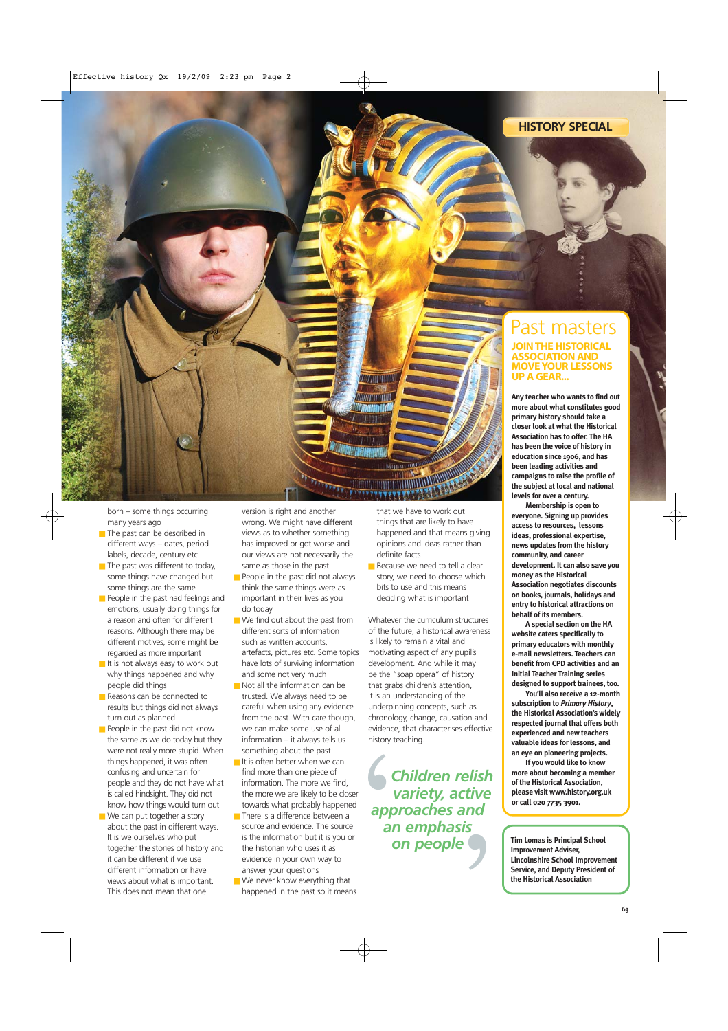born – some things occurring many years ago

- The past can be described in different ways – dates, period labels, decade, century etc
- The past was different to today, some things have changed but some things are the same
- People in the past had feelings and emotions, usually doing things for a reason and often for different reasons. Although there may be different motives, some might be regarded as more important
- It is not always easy to work out why things happened and why people did things
- Reasons can be connected to results but things did not always turn out as planned
- People in the past did not know the same as we do today but they were not really more stupid. When things happened, it was often confusing and uncertain for people and they do not have what is called hindsight. They did not know how things would turn out
- We can put together a story about the past in different ways. It is we ourselves who put together the stories of history and it can be different if we use different information or have views about what is important. This does not mean that one version is right and another wrong. We might have different views as to whether something has improved or got worse and our views are not necessarily the same as those in the past
- People in the past did not always think the same things were as important in their lives as you do today
- We find out about the past from different sorts of information such as written accounts, artefacts, pictures etc. Some topics have lots of surviving information and some not very much
- Not all the information can be trusted. We always need to be careful when using any evidence from the past. With care though, we can make some use of all information – it always tells us something about the past
- It is often better when we can find more than one piece of information. The more we find, the more we are likely to be closer towards what probably happened
- There is a difference between a source and evidence. The source is the information but it is you or the historian who uses it as evidence in your own way to answer your questions
- We never know everything that happened in the past so it means that we have to work out things that are likely to have happened and that means giving opinions and ideas rather than definite facts
- Because we need to tell a clear story, we need to choose which bits to use and this means deciding what is important

Whatever the curriculum structures of the future, a historical awareness is likely to remain a vital and motivating aspect of any pupil's development. And while it may be the "soap opera" of history that grabs children's attention, it is an understanding of the underpinning concepts, such as chronology, change, causation and evidence, that characterises effective history teaching.

> *Children relish variety, active approaches and an emphasis on people*

HISTORY SPECIAL

## Past masters

### JOIN THE HISTORICAL ASSOCIATION AND MOVE YOUR LESSONS UP A GEAR...

**Any teacher who wants to find out more about what constitutes good primary history should take a closer look at what the Historical Association has to offer. The HA has been the voice of history in education since 1906, and has been leading activities and campaigns to raise the profile of the subject at local and national levels for over a century.**

**Membership is open to everyone. Signing up provides access to resources, lessons ideas, professional expertise, news updates from the history community, and career development. It can also save you money as the Historical Association negotiates discounts on books, journals, holidays and entry to historical attractions on behalf of its members.**

**A special section on the HA website caters specifically to primary educators with monthly e-mail newsletters. Teachers can benefit from CPD activities and an Initial Teacher Training series designed to support trainees, too.**

**You'll also receive a 12-month subscription to *Primary History*, the Historical Association's widely respected journal that offers both experienced and new teachers valuable ideas for lessons, and an eye on pioneering projects.**

**If you would like to know more about becoming a member of the Historical Association, please visit www.history.org.uk or call 020 7735 3901.**

**Tim Lomas is Principal School Improvement Adviser, Lincolnshire School Improvement Service, and Deputy President of the Historical Association**